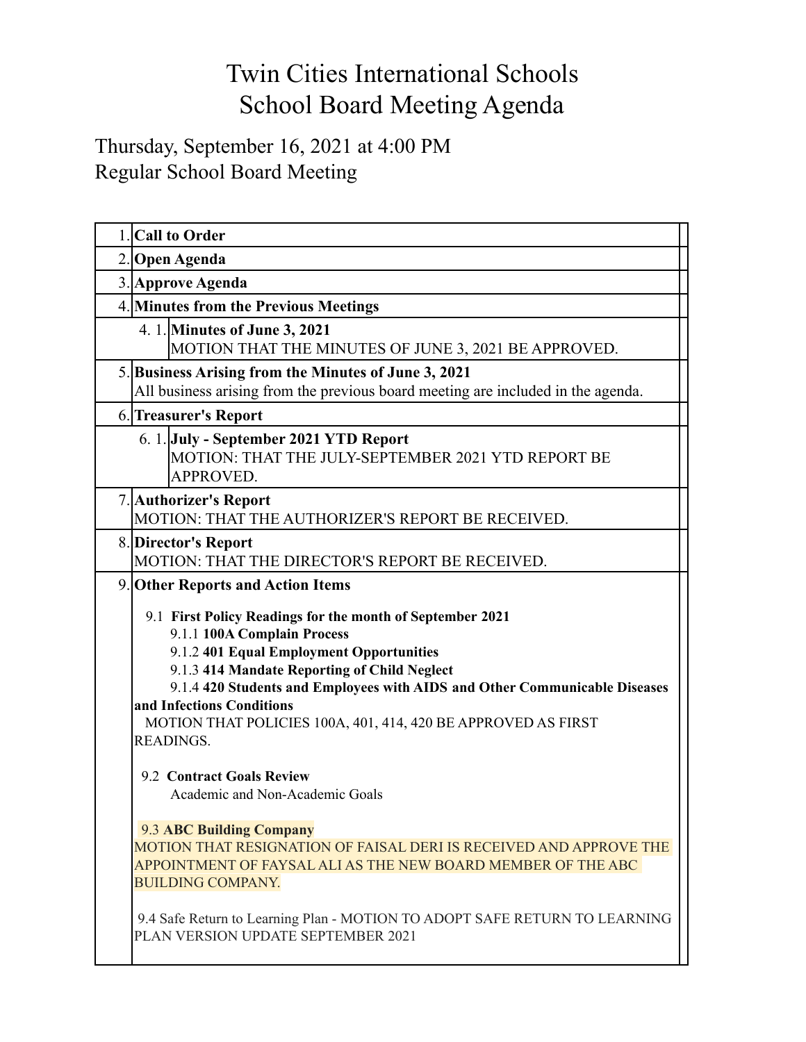# Twin Cities International Schools
# School Board Meeting Agenda

Thursday, September 16, 2021 at 4:00 PM
Regular School Board Meeting

| | |
|---|---|
| 1. | **Call to Order** |
| 2. | **Open Agenda** |
| 3. | **Approve Agenda** |
| 4. | **Minutes from the Previous Meetings** |
| 4. 1. | **Minutes of June 3, 2021**<br>MOTION THAT THE MINUTES OF JUNE 3, 2021 BE APPROVED. |
| 5. | **Business Arising from the Minutes of June 3, 2021**<br>All business arising from the previous board meeting are included in the agenda. |
| 6. | **Treasurer's Report** |
| 6. 1. | **July - September 2021 YTD Report**<br>MOTION: THAT THE JULY-SEPTEMBER 2021 YTD REPORT BE APPROVED. |
| 7. | **Authorizer's Report**<br>MOTION: THAT THE AUTHORIZER'S REPORT BE RECEIVED. |
| 8. | **Director's Report**<br>MOTION: THAT THE DIRECTOR'S REPORT BE RECEIVED. |
| 9. | **Other Reports and Action Items**<br><br>9.1 **First Policy Readings for the month of September 2021**<br>9.1.1 **100A Complain Process**<br>9.1.2 **401 Equal Employment Opportunities**<br>9.1.3 **414 Mandate Reporting of Child Neglect**<br>9.1.4 **420 Students and Employees with AIDS and Other Communicable Diseases and Infections Conditions**<br>MOTION THAT POLICIES 100A, 401, 414, 420 BE APPROVED AS FIRST READINGS.<br><br>9.2 **Contract Goals Review**<br>Academic and Non-Academic Goals<br><br>9.3 **ABC Building Company**<br>MOTION THAT RESIGNATION OF FAISAL DERI IS RECEIVED AND APPROVE THE APPOINTMENT OF FAYSAL ALI AS THE NEW BOARD MEMBER OF THE ABC BUILDING COMPANY.<br><br>9.4 Safe Return to Learning Plan - MOTION TO ADOPT SAFE RETURN TO LEARNING PLAN VERSION UPDATE SEPTEMBER 2021 |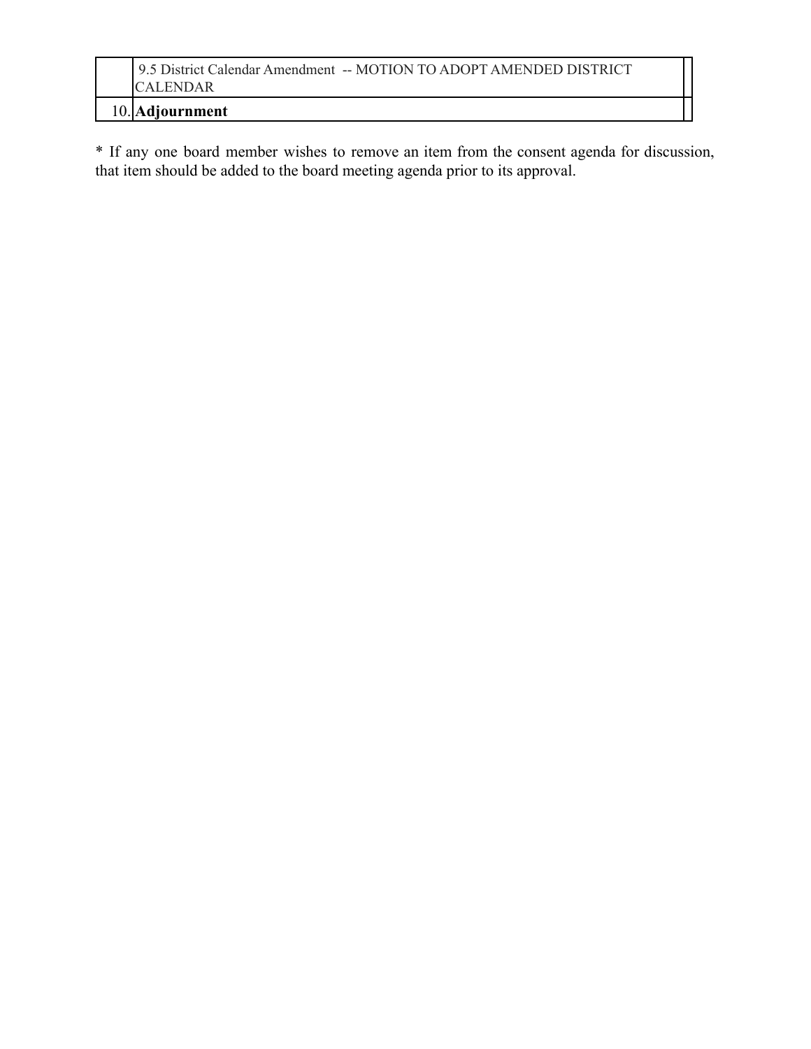| | | |
|---|---|---|
| | 9.5 District Calendar Amendment -- MOTION TO ADOPT AMENDED DISTRICT CALENDAR | |
| 10. | **Adjournment** | |

* If any one board member wishes to remove an item from the consent agenda for discussion, that item should be added to the board meeting agenda prior to its approval.